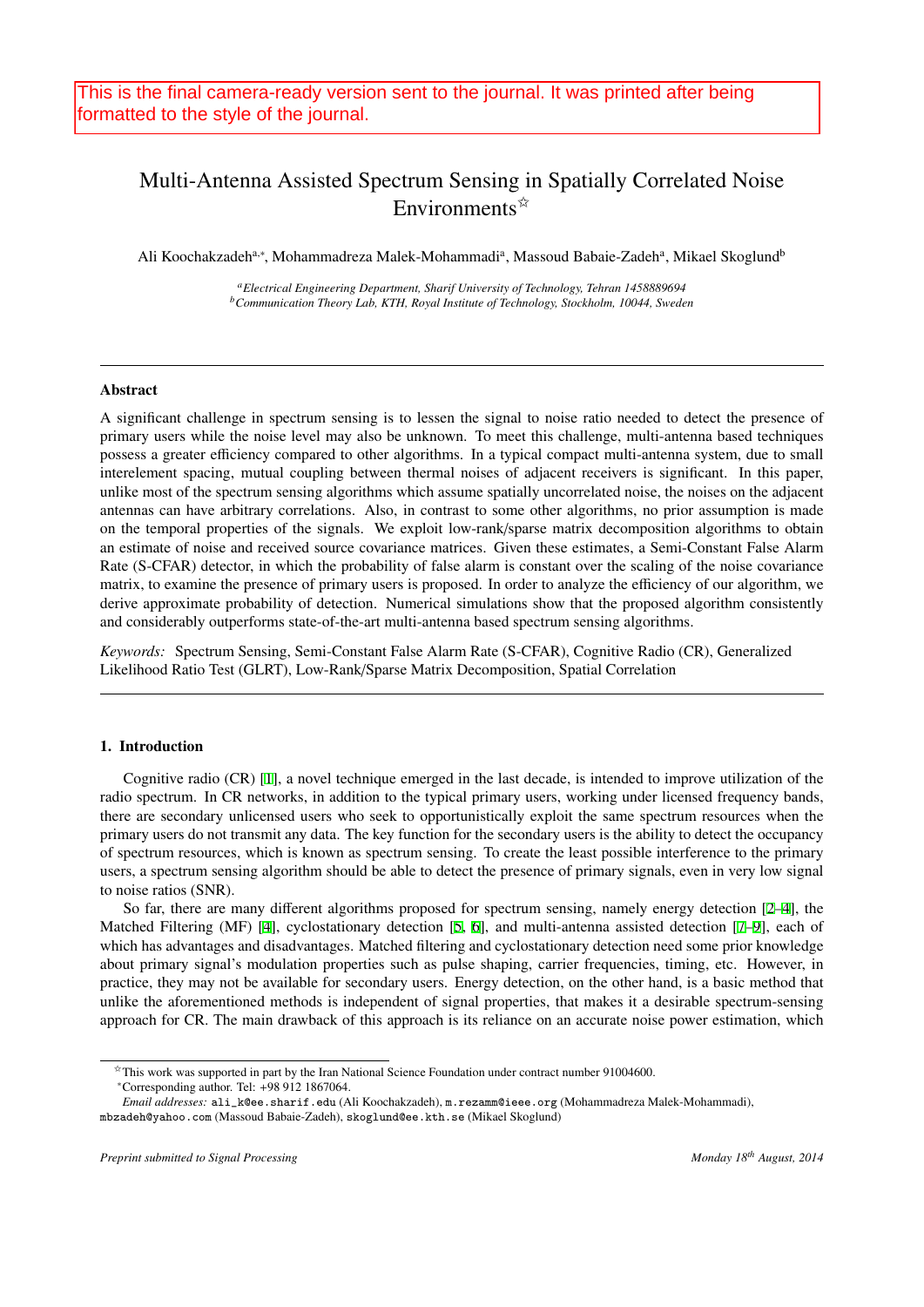This is the final camera-ready version sent to the journal. It was printed after being formatted to the style of the journal.

# Multi-Antenna Assisted Spectrum Sensing in Spatially Correlated Noise Environments[☆]

Ali Koochakzadeh[a,∗], Mohammadreza Malek-Mohammadi[a], Massoud Babaie-Zadeh[a], Mikael Skoglund[b]

[a]*Electrical Engineering Department, Sharif University of Technology, Tehran 1458889694*
[b]*Communication Theory Lab, KTH, Royal Institute of Technology, Stockholm, 10044, Sweden*

---

### Abstract

A significant challenge in spectrum sensing is to lessen the signal to noise ratio needed to detect the presence of primary users while the noise level may also be unknown. To meet this challenge, multi-antenna based techniques possess a greater efficiency compared to other algorithms. In a typical compact multi-antenna system, due to small interelement spacing, mutual coupling between thermal noises of adjacent receivers is significant. In this paper, unlike most of the spectrum sensing algorithms which assume spatially uncorrelated noise, the noises on the adjacent antennas can have arbitrary correlations. Also, in contrast to some other algorithms, no prior assumption is made on the temporal properties of the signals. We exploit low-rank/sparse matrix decomposition algorithms to obtain an estimate of noise and received source covariance matrices. Given these estimates, a Semi-Constant False Alarm Rate (S-CFAR) detector, in which the probability of false alarm is constant over the scaling of the noise covariance matrix, to examine the presence of primary users is proposed. In order to analyze the efficiency of our algorithm, we derive approximate probability of detection. Numerical simulations show that the proposed algorithm consistently and considerably outperforms state-of-the-art multi-antenna based spectrum sensing algorithms.

*Keywords:* Spectrum Sensing, Semi-Constant False Alarm Rate (S-CFAR), Cognitive Radio (CR), Generalized Likelihood Ratio Test (GLRT), Low-Rank/Sparse Matrix Decomposition, Spatial Correlation

---

## 1. Introduction

Cognitive radio (CR) [1], a novel technique emerged in the last decade, is intended to improve utilization of the radio spectrum. In CR networks, in addition to the typical primary users, working under licensed frequency bands, there are secondary unlicensed users who seek to opportunistically exploit the same spectrum resources when the primary users do not transmit any data. The key function for the secondary users is the ability to detect the occupancy of spectrum resources, which is known as spectrum sensing. To create the least possible interference to the primary users, a spectrum sensing algorithm should be able to detect the presence of primary signals, even in very low signal to noise ratios (SNR).

So far, there are many different algorithms proposed for spectrum sensing, namely energy detection [2–4], the Matched Filtering (MF) [4], cyclostationary detection [5, 6], and multi-antenna assisted detection [7–9], each of which has advantages and disadvantages. Matched filtering and cyclostationary detection need some prior knowledge about primary signal's modulation properties such as pulse shaping, carrier frequencies, timing, etc. However, in practice, they may not be available for secondary users. Energy detection, on the other hand, is a basic method that unlike the aforementioned methods is independent of signal properties, that makes it a desirable spectrum-sensing approach for CR. The main drawback of this approach is its reliance on an accurate noise power estimation, which

---

[☆]This work was supported in part by the Iran National Science Foundation under contract number 91004600.
[∗]Corresponding author. Tel: +98 912 1867064.
*Email addresses:* ali_k@ee.sharif.edu (Ali Koochakzadeh), m.rezamm@ieee.org (Mohammadreza Malek-Mohammadi), mbzadeh@yahoo.com (Massoud Babaie-Zadeh), skoglund@ee.kth.se (Mikael Skoglund)

*Preprint submitted to Signal Processing* — *Monday 18th August, 2014*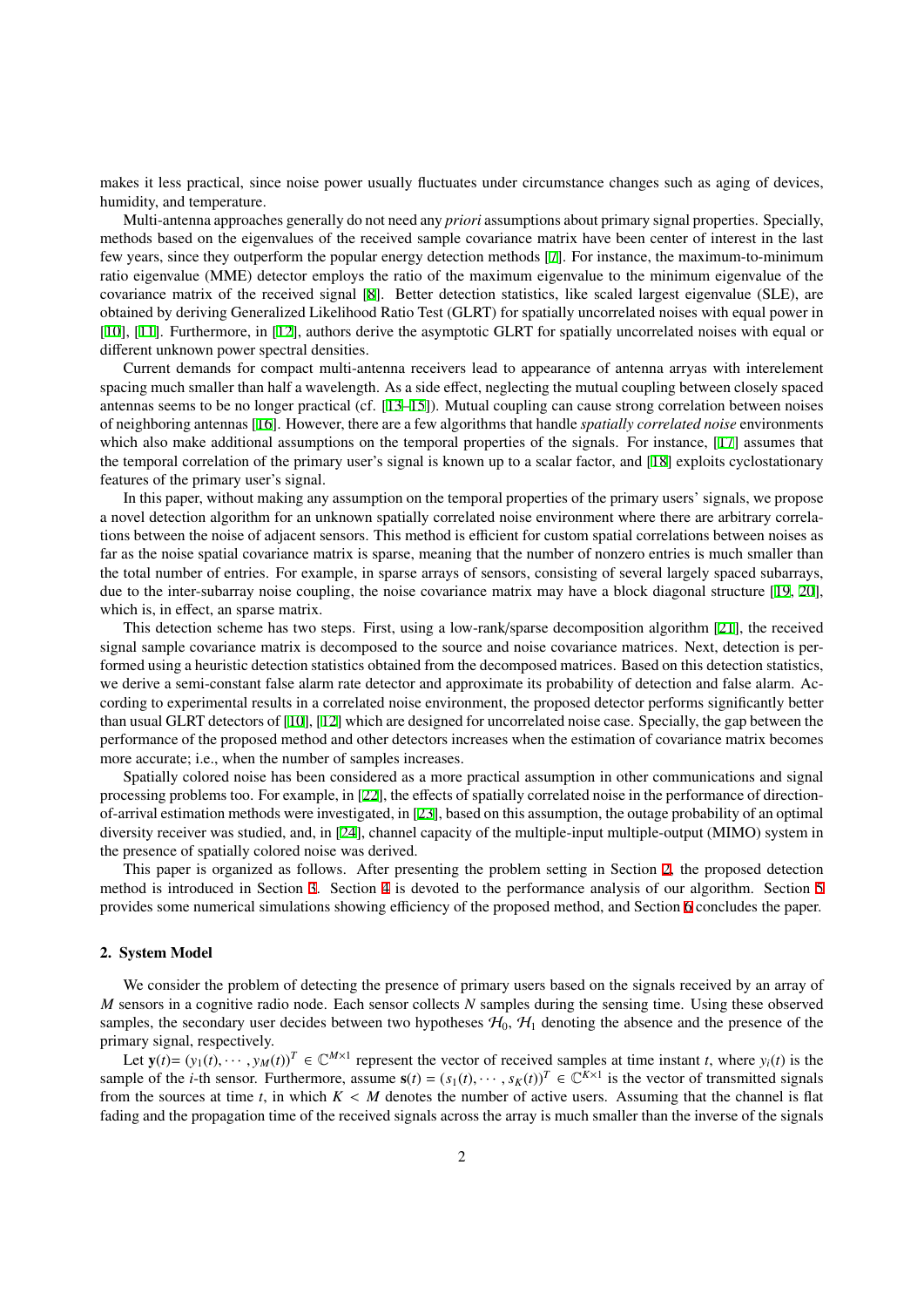makes it less practical, since noise power usually fluctuates under circumstance changes such as aging of devices, humidity, and temperature.

Multi-antenna approaches generally do not need any *priori* assumptions about primary signal properties. Specially, methods based on the eigenvalues of the received sample covariance matrix have been center of interest in the last few years, since they outperform the popular energy detection methods [7]. For instance, the maximum-to-minimum ratio eigenvalue (MME) detector employs the ratio of the maximum eigenvalue to the minimum eigenvalue of the covariance matrix of the received signal [8]. Better detection statistics, like scaled largest eigenvalue (SLE), are obtained by deriving Generalized Likelihood Ratio Test (GLRT) for spatially uncorrelated noises with equal power in [10], [11]. Furthermore, in [12], authors derive the asymptotic GLRT for spatially uncorrelated noises with equal or different unknown power spectral densities.

Current demands for compact multi-antenna receivers lead to appearance of antenna arryas with interelement spacing much smaller than half a wavelength. As a side effect, neglecting the mutual coupling between closely spaced antennas seems to be no longer practical (cf. [13–15]). Mutual coupling can cause strong correlation between noises of neighboring antennas [16]. However, there are a few algorithms that handle *spatially correlated noise* environments which also make additional assumptions on the temporal properties of the signals. For instance, [17] assumes that the temporal correlation of the primary user's signal is known up to a scalar factor, and [18] exploits cyclostationary features of the primary user's signal.

In this paper, without making any assumption on the temporal properties of the primary users' signals, we propose a novel detection algorithm for an unknown spatially correlated noise environment where there are arbitrary correlations between the noise of adjacent sensors. This method is efficient for custom spatial correlations between noises as far as the noise spatial covariance matrix is sparse, meaning that the number of nonzero entries is much smaller than the total number of entries. For example, in sparse arrays of sensors, consisting of several largely spaced subarrays, due to the inter-subarray noise coupling, the noise covariance matrix may have a block diagonal structure [19, 20], which is, in effect, an sparse matrix.

This detection scheme has two steps. First, using a low-rank/sparse decomposition algorithm [21], the received signal sample covariance matrix is decomposed to the source and noise covariance matrices. Next, detection is performed using a heuristic detection statistics obtained from the decomposed matrices. Based on this detection statistics, we derive a semi-constant false alarm rate detector and approximate its probability of detection and false alarm. According to experimental results in a correlated noise environment, the proposed detector performs significantly better than usual GLRT detectors of [10], [12] which are designed for uncorrelated noise case. Specially, the gap between the performance of the proposed method and other detectors increases when the estimation of covariance matrix becomes more accurate; i.e., when the number of samples increases.

Spatially colored noise has been considered as a more practical assumption in other communications and signal processing problems too. For example, in [22], the effects of spatially correlated noise in the performance of direction-of-arrival estimation methods were investigated, in [23], based on this assumption, the outage probability of an optimal diversity receiver was studied, and, in [24], channel capacity of the multiple-input multiple-output (MIMO) system in the presence of spatially colored noise was derived.

This paper is organized as follows. After presenting the problem setting in Section 2, the proposed detection method is introduced in Section 3. Section 4 is devoted to the performance analysis of our algorithm. Section 5 provides some numerical simulations showing efficiency of the proposed method, and Section 6 concludes the paper.

## 2. System Model

We consider the problem of detecting the presence of primary users based on the signals received by an array of $M$ sensors in a cognitive radio node. Each sensor collects $N$ samples during the sensing time. Using these observed samples, the secondary user decides between two hypotheses $\mathcal{H}_0$, $\mathcal{H}_1$ denoting the absence and the presence of the primary signal, respectively.

Let $\mathbf{y}(t) = (y_1(t), \cdots, y_M(t))^T \in \mathbb{C}^{M\times 1}$ represent the vector of received samples at time instant $t$, where $y_i(t)$ is the sample of the $i$-th sensor. Furthermore, assume $\mathbf{s}(t) = (s_1(t), \cdots, s_K(t))^T \in \mathbb{C}^{K\times 1}$ is the vector of transmitted signals from the sources at time $t$, in which $K < M$ denotes the number of active users. Assuming that the channel is flat fading and the propagation time of the received signals across the array is much smaller than the inverse of the signals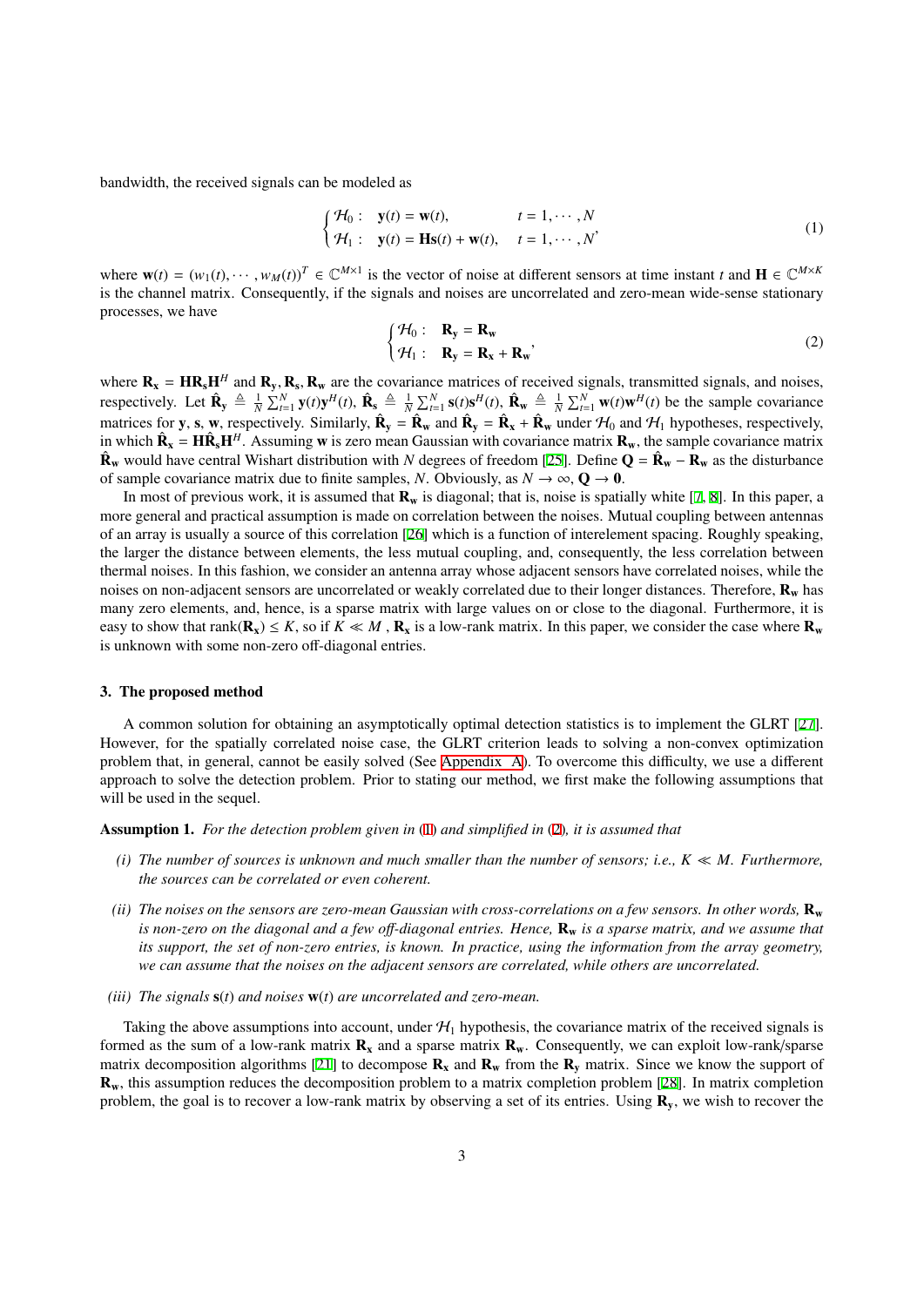bandwidth, the received signals can be modeled as

$$
\begin{cases} \mathcal{H}_0: & \mathbf{y}(t) = \mathbf{w}(t), \qquad\qquad t = 1, \cdots, N \\ \mathcal{H}_1: & \mathbf{y}(t) = \mathbf{H}\mathbf{s}(t) + \mathbf{w}(t), \quad t = 1, \cdots, N \end{cases}, \tag{1}
$$

where $\mathbf{w}(t) = (w_1(t), \cdots, w_M(t))^T \in \mathbb{C}^{M\times 1}$ is the vector of noise at different sensors at time instant $t$ and $\mathbf{H} \in \mathbb{C}^{M\times K}$ is the channel matrix. Consequently, if the signals and noises are uncorrelated and zero-mean wide-sense stationary processes, we have

$$
\begin{cases} \mathcal{H}_0: & \mathbf{R_y} = \mathbf{R_w} \\ \mathcal{H}_1: & \mathbf{R_y} = \mathbf{R_x} + \mathbf{R_w} \end{cases}, \tag{2}
$$

where $\mathbf{R_x} = \mathbf{H}\mathbf{R_s}\mathbf{H}^H$ and $\mathbf{R_y}, \mathbf{R_s}, \mathbf{R_w}$ are the covariance matrices of received signals, transmitted signals, and noises, respectively. Let $\hat{\mathbf{R}}_\mathbf{y} \triangleq \frac{1}{N}\sum_{t=1}^{N} \mathbf{y}(t)\mathbf{y}^H(t)$, $\hat{\mathbf{R}}_\mathbf{s} \triangleq \frac{1}{N}\sum_{t=1}^{N} \mathbf{s}(t)\mathbf{s}^H(t)$, $\hat{\mathbf{R}}_\mathbf{w} \triangleq \frac{1}{N}\sum_{t=1}^{N} \mathbf{w}(t)\mathbf{w}^H(t)$ be the sample covariance matrices for $\mathbf{y}$, $\mathbf{s}$, $\mathbf{w}$, respectively. Similarly, $\hat{\mathbf{R}}_\mathbf{y} = \hat{\mathbf{R}}_\mathbf{w}$ and $\hat{\mathbf{R}}_\mathbf{y} = \hat{\mathbf{R}}_\mathbf{x} + \hat{\mathbf{R}}_\mathbf{w}$ under $\mathcal{H}_0$ and $\mathcal{H}_1$ hypotheses, respectively, in which $\hat{\mathbf{R}}_\mathbf{x} = \mathbf{H}\hat{\mathbf{R}}_\mathbf{s}\mathbf{H}^H$. Assuming $\mathbf{w}$ is zero mean Gaussian with covariance matrix $\mathbf{R_w}$, the sample covariance matrix $\hat{\mathbf{R}}_\mathbf{w}$ would have central Wishart distribution with $N$ degrees of freedom [25]. Define $\mathbf{Q} = \hat{\mathbf{R}}_\mathbf{w} - \mathbf{R_w}$ as the disturbance of sample covariance matrix due to finite samples, $N$. Obviously, as $N \to \infty$, $\mathbf{Q} \to \mathbf{0}$.

In most of previous work, it is assumed that $\mathbf{R_w}$ is diagonal; that is, noise is spatially white [7, 8]. In this paper, a more general and practical assumption is made on correlation between the noises. Mutual coupling between antennas of an array is usually a source of this correlation [26] which is a function of interelement spacing. Roughly speaking, the larger the distance between elements, the less mutual coupling, and, consequently, the less correlation between thermal noises. In this fashion, we consider an antenna array whose adjacent sensors have correlated noises, while the noises on non-adjacent sensors are uncorrelated or weakly correlated due to their longer distances. Therefore, $\mathbf{R_w}$ has many zero elements, and, hence, is a sparse matrix with large values on or close to the diagonal. Furthermore, it is easy to show that $\text{rank}(\mathbf{R_x}) \leq K$, so if $K \ll M$ , $\mathbf{R_x}$ is a low-rank matrix. In this paper, we consider the case where $\mathbf{R_w}$ is unknown with some non-zero off-diagonal entries.

## 3. The proposed method

A common solution for obtaining an asymptotically optimal detection statistics is to implement the GLRT [27]. However, for the spatially correlated noise case, the GLRT criterion leads to solving a non-convex optimization problem that, in general, cannot be easily solved (See Appendix A). To overcome this difficulty, we use a different approach to solve the detection problem. Prior to stating our method, we first make the following assumptions that will be used in the sequel.

**Assumption 1.** *For the detection problem given in (1) and simplified in (2), it is assumed that*

*(i) The number of sources is unknown and much smaller than the number of sensors; i.e., $K \ll M$. Furthermore, the sources can be correlated or even coherent.*

*(ii) The noises on the sensors are zero-mean Gaussian with cross-correlations on a few sensors. In other words, $\mathbf{R_w}$ is non-zero on the diagonal and a few off-diagonal entries. Hence, $\mathbf{R_w}$ is a sparse matrix, and we assume that its support, the set of non-zero entries, is known. In practice, using the information from the array geometry, we can assume that the noises on the adjacent sensors are correlated, while others are uncorrelated.*

*(iii) The signals $\mathbf{s}(t)$ and noises $\mathbf{w}(t)$ are uncorrelated and zero-mean.*

Taking the above assumptions into account, under $\mathcal{H}_1$ hypothesis, the covariance matrix of the received signals is formed as the sum of a low-rank matrix $\mathbf{R_x}$ and a sparse matrix $\mathbf{R_w}$. Consequently, we can exploit low-rank/sparse matrix decomposition algorithms [21] to decompose $\mathbf{R_x}$ and $\mathbf{R_w}$ from the $\mathbf{R_y}$ matrix. Since we know the support of $\mathbf{R_w}$, this assumption reduces the decomposition problem to a matrix completion problem [28]. In matrix completion problem, the goal is to recover a low-rank matrix by observing a set of its entries. Using $\mathbf{R_y}$, we wish to recover the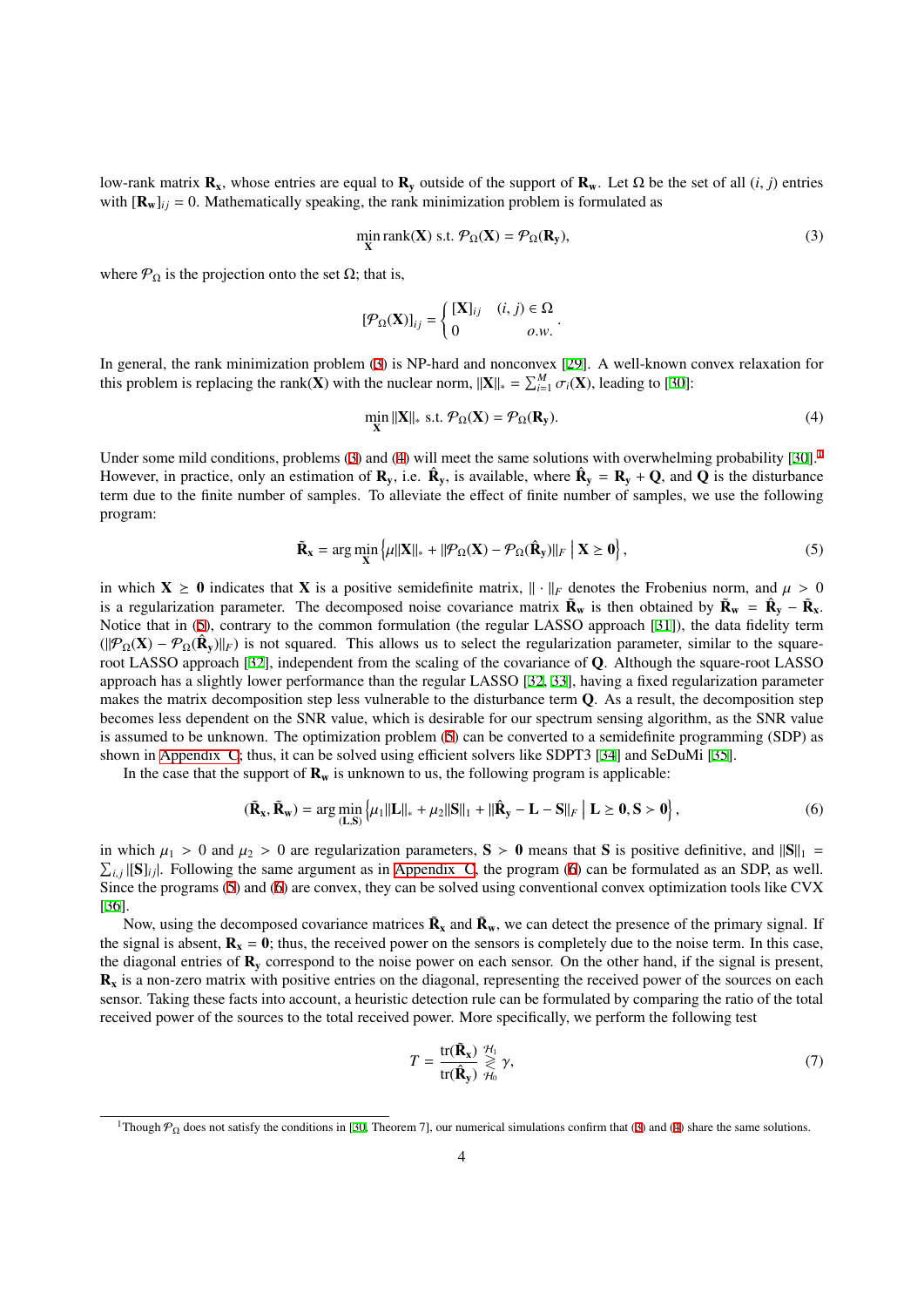low-rank matrix $\mathbf{R_x}$, whose entries are equal to $\mathbf{R_y}$ outside of the support of $\mathbf{R_w}$. Let $\Omega$ be the set of all $(i, j)$ entries with $[\mathbf{R_w}]_{ij} = 0$. Mathematically speaking, the rank minimization problem is formulated as

$$\min_{\mathbf{X}} \operatorname{rank}(\mathbf{X}) \text{ s.t. } \mathcal{P}_\Omega(\mathbf{X}) = \mathcal{P}_\Omega(\mathbf{R_y}), \tag{3}$$

where $\mathcal{P}_\Omega$ is the projection onto the set $\Omega$; that is,

$$[\mathcal{P}_\Omega(\mathbf{X})]_{ij} = \begin{cases} [\mathbf{X}]_{ij} & (i, j) \in \Omega \\ 0 & o.w. \end{cases}.$$

In general, the rank minimization problem (3) is NP-hard and nonconvex [29]. A well-known convex relaxation for this problem is replacing the $\operatorname{rank}(\mathbf{X})$ with the nuclear norm, $\|\mathbf{X}\|_* = \sum_{i=1}^{M} \sigma_i(\mathbf{X})$, leading to [30]:

$$\min_{\mathbf{X}} \|\mathbf{X}\|_* \text{ s.t. } \mathcal{P}_\Omega(\mathbf{X}) = \mathcal{P}_\Omega(\mathbf{R_y}). \tag{4}$$

Under some mild conditions, problems (3) and (4) will meet the same solutions with overwhelming probability [30].[1] However, in practice, only an estimation of $\mathbf{R_y}$, i.e. $\hat{\mathbf{R}}_\mathbf{y}$, is available, where $\hat{\mathbf{R}}_\mathbf{y} = \mathbf{R_y} + \mathbf{Q}$, and $\mathbf{Q}$ is the disturbance term due to the finite number of samples. To alleviate the effect of finite number of samples, we use the following program:

$$\tilde{\mathbf{R}}_\mathbf{x} = \arg\min_{\mathbf{X}} \left\{ \mu\|\mathbf{X}\|_* + \|\mathcal{P}_\Omega(\mathbf{X}) - \mathcal{P}_\Omega(\hat{\mathbf{R}}_\mathbf{y})\|_F \;\middle|\; \mathbf{X} \geq \mathbf{0} \right\}, \tag{5}$$

in which $\mathbf{X} \geq \mathbf{0}$ indicates that $\mathbf{X}$ is a positive semidefinite matrix, $\|\cdot\|_F$ denotes the Frobenius norm, and $\mu > 0$ is a regularization parameter. The decomposed noise covariance matrix $\tilde{\mathbf{R}}_\mathbf{w}$ is then obtained by $\tilde{\mathbf{R}}_\mathbf{w} = \hat{\mathbf{R}}_\mathbf{y} - \tilde{\mathbf{R}}_\mathbf{x}$. Notice that in (5), contrary to the common formulation (the regular LASSO approach [31]), the data fidelity term ($\|\mathcal{P}_\Omega(\mathbf{X}) - \mathcal{P}_\Omega(\hat{\mathbf{R}}_\mathbf{y})\|_F$) is not squared. This allows us to select the regularization parameter, similar to the square-root LASSO approach [32], independent from the scaling of the covariance of $\mathbf{Q}$. Although the square-root LASSO approach has a slightly lower performance than the regular LASSO [32, 33], having a fixed regularization parameter makes the matrix decomposition step less vulnerable to the disturbance term $\mathbf{Q}$. As a result, the decomposition step becomes less dependent on the SNR value, which is desirable for our spectrum sensing algorithm, as the SNR value is assumed to be unknown. The optimization problem (5) can be converted to a semidefinite programming (SDP) as shown in Appendix C; thus, it can be solved using efficient solvers like SDPT3 [34] and SeDuMi [35].

In the case that the support of $\mathbf{R_w}$ is unknown to us, the following program is applicable:

$$(\tilde{\mathbf{R}}_\mathbf{x}, \tilde{\mathbf{R}}_\mathbf{w}) = \arg\min_{(\mathbf{L},\mathbf{S})} \left\{ \mu_1\|\mathbf{L}\|_* + \mu_2\|\mathbf{S}\|_1 + \|\hat{\mathbf{R}}_\mathbf{y} - \mathbf{L} - \mathbf{S}\|_F \;\middle|\; \mathbf{L} \geq \mathbf{0}, \mathbf{S} > \mathbf{0} \right\}, \tag{6}$$

in which $\mu_1 > 0$ and $\mu_2 > 0$ are regularization parameters, $\mathbf{S} > \mathbf{0}$ means that $\mathbf{S}$ is positive definitive, and $\|\mathbf{S}\|_1 = \sum_{i,j} |[\mathbf{S}]_{ij}|$. Following the same argument as in Appendix C, the program (6) can be formulated as an SDP, as well. Since the programs (5) and (6) are convex, they can be solved using conventional convex optimization tools like CVX [36].

Now, using the decomposed covariance matrices $\tilde{\mathbf{R}}_\mathbf{x}$ and $\tilde{\mathbf{R}}_\mathbf{w}$, we can detect the presence of the primary signal. If the signal is absent, $\mathbf{R_x} = \mathbf{0}$; thus, the received power on the sensors is completely due to the noise term. In this case, the diagonal entries of $\mathbf{R_y}$ correspond to the noise power on each sensor. On the other hand, if the signal is present, $\mathbf{R_x}$ is a non-zero matrix with positive entries on the diagonal, representing the received power of the sources on each sensor. Taking these facts into account, a heuristic detection rule can be formulated by comparing the ratio of the total received power of the sources to the total received power. More specifically, we perform the following test

$$T = \frac{\operatorname{tr}(\tilde{\mathbf{R}}_\mathbf{x})}{\operatorname{tr}(\hat{\mathbf{R}}_\mathbf{y})} \underset{\mathcal{H}_0}{\overset{\mathcal{H}_1}{\gtrless}} \gamma, \tag{7}$$

[1] Though $\mathcal{P}_\Omega$ does not satisfy the conditions in [30, Theorem 7], our numerical simulations confirm that (3) and (4) share the same solutions.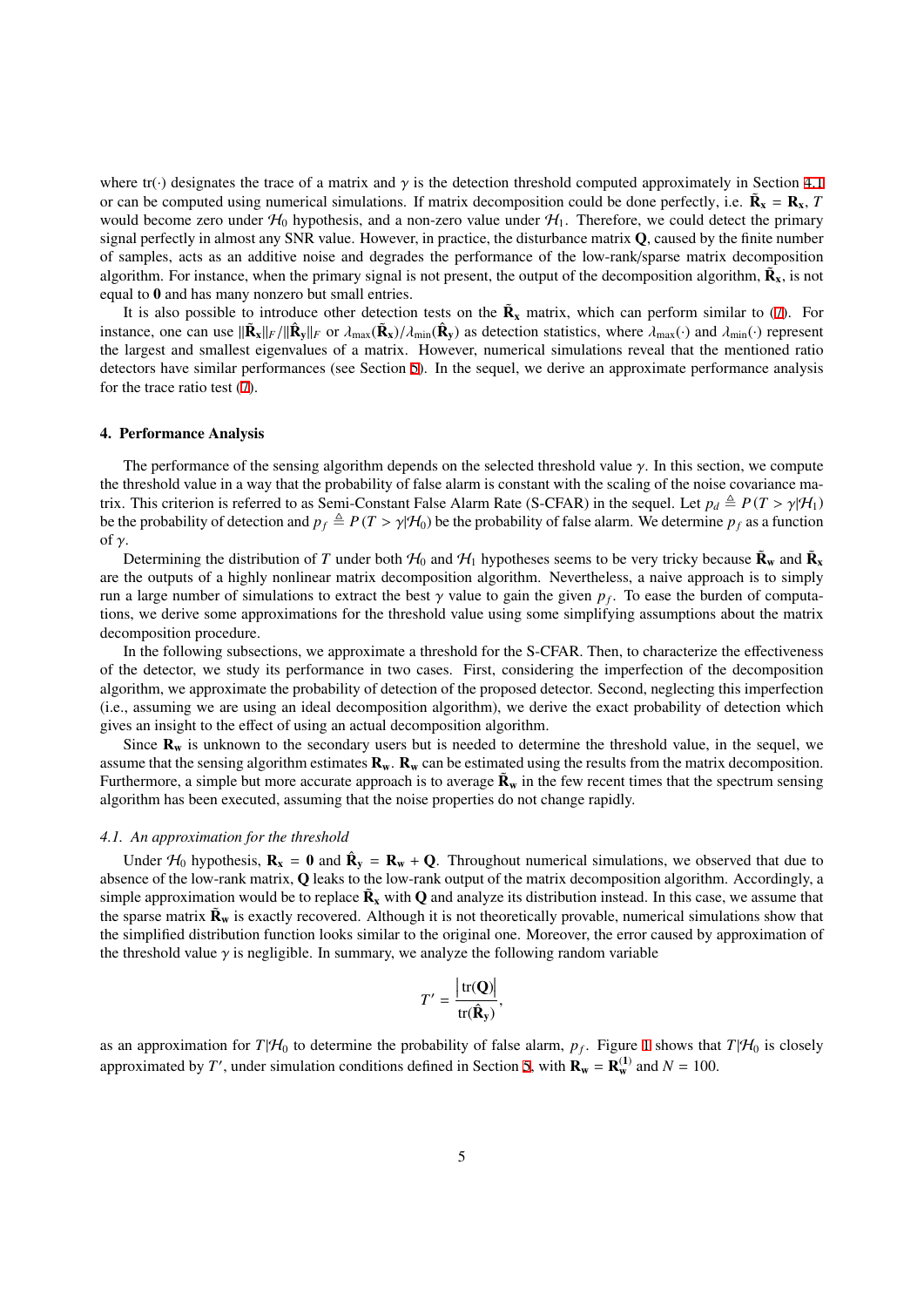where $\mathrm{tr}(\cdot)$ designates the trace of a matrix and $\gamma$ is the detection threshold computed approximately in Section 4.1 or can be computed using numerical simulations. If matrix decomposition could be done perfectly, i.e. $\tilde{\mathbf{R}}_{\mathbf{x}} = \mathbf{R}_{\mathbf{x}}$, $T$ would become zero under $\mathcal{H}_0$ hypothesis, and a non-zero value under $\mathcal{H}_1$. Therefore, we could detect the primary signal perfectly in almost any SNR value. However, in practice, the disturbance matrix $\mathbf{Q}$, caused by the finite number of samples, acts as an additive noise and degrades the performance of the low-rank/sparse matrix decomposition algorithm. For instance, when the primary signal is not present, the output of the decomposition algorithm, $\tilde{\mathbf{R}}_{\mathbf{x}}$, is not equal to $\mathbf{0}$ and has many nonzero but small entries.

It is also possible to introduce other detection tests on the $\tilde{\mathbf{R}}_{\mathbf{x}}$ matrix, which can perform similar to (7). For instance, one can use $\|\tilde{\mathbf{R}}_{\mathbf{x}}\|_F/\|\hat{\mathbf{R}}_{\mathbf{y}}\|_F$ or $\lambda_{\max}(\tilde{\mathbf{R}}_{\mathbf{x}})/\lambda_{\min}(\hat{\mathbf{R}}_{\mathbf{y}})$ as detection statistics, where $\lambda_{\max}(\cdot)$ and $\lambda_{\min}(\cdot)$ represent the largest and smallest eigenvalues of a matrix. However, numerical simulations reveal that the mentioned ratio detectors have similar performances (see Section 5). In the sequel, we derive an approximate performance analysis for the trace ratio test (7).

## 4. Performance Analysis

The performance of the sensing algorithm depends on the selected threshold value $\gamma$. In this section, we compute the threshold value in a way that the probability of false alarm is constant with the scaling of the noise covariance matrix. This criterion is referred to as Semi-Constant False Alarm Rate (S-CFAR) in the sequel. Let $p_d \triangleq P(T > \gamma|\mathcal{H}_1)$ be the probability of detection and $p_f \triangleq P(T > \gamma|\mathcal{H}_0)$ be the probability of false alarm. We determine $p_f$ as a function of $\gamma$.

Determining the distribution of $T$ under both $\mathcal{H}_0$ and $\mathcal{H}_1$ hypotheses seems to be very tricky because $\tilde{\mathbf{R}}_{\mathbf{w}}$ and $\tilde{\mathbf{R}}_{\mathbf{x}}$ are the outputs of a highly nonlinear matrix decomposition algorithm. Nevertheless, a naive approach is to simply run a large number of simulations to extract the best $\gamma$ value to gain the given $p_f$. To ease the burden of computations, we derive some approximations for the threshold value using some simplifying assumptions about the matrix decomposition procedure.

In the following subsections, we approximate a threshold for the S-CFAR. Then, to characterize the effectiveness of the detector, we study its performance in two cases. First, considering the imperfection of the decomposition algorithm, we approximate the probability of detection of the proposed detector. Second, neglecting this imperfection (i.e., assuming we are using an ideal decomposition algorithm), we derive the exact probability of detection which gives an insight to the effect of using an actual decomposition algorithm.

Since $\mathbf{R}_{\mathbf{w}}$ is unknown to the secondary users but is needed to determine the threshold value, in the sequel, we assume that the sensing algorithm estimates $\mathbf{R}_{\mathbf{w}}$. $\mathbf{R}_{\mathbf{w}}$ can be estimated using the results from the matrix decomposition. Furthermore, a simple but more accurate approach is to average $\tilde{\mathbf{R}}_{\mathbf{w}}$ in the few recent times that the spectrum sensing algorithm has been executed, assuming that the noise properties do not change rapidly.

### *4.1. An approximation for the threshold*

Under $\mathcal{H}_0$ hypothesis, $\mathbf{R}_{\mathbf{x}} = \mathbf{0}$ and $\hat{\mathbf{R}}_{\mathbf{y}} = \mathbf{R}_{\mathbf{w}} + \mathbf{Q}$. Throughout numerical simulations, we observed that due to absence of the low-rank matrix, $\mathbf{Q}$ leaks to the low-rank output of the matrix decomposition algorithm. Accordingly, a simple approximation would be to replace $\tilde{\mathbf{R}}_{\mathbf{x}}$ with $\mathbf{Q}$ and analyze its distribution instead. In this case, we assume that the sparse matrix $\tilde{\mathbf{R}}_{\mathbf{w}}$ is exactly recovered. Although it is not theoretically provable, numerical simulations show that the simplified distribution function looks similar to the original one. Moreover, the error caused by approximation of the threshold value $\gamma$ is negligible. In summary, we analyze the following random variable

$$T' = \frac{\left|\mathrm{tr}(\mathbf{Q})\right|}{\mathrm{tr}(\hat{\mathbf{R}}_{\mathbf{y}})},$$

as an approximation for $T|\mathcal{H}_0$ to determine the probability of false alarm, $p_f$. Figure 1 shows that $T|\mathcal{H}_0$ is closely approximated by $T'$, under simulation conditions defined in Section 5, with $\mathbf{R}_{\mathbf{w}} = \mathbf{R}_{\mathbf{w}}^{(1)}$ and $N = 100$.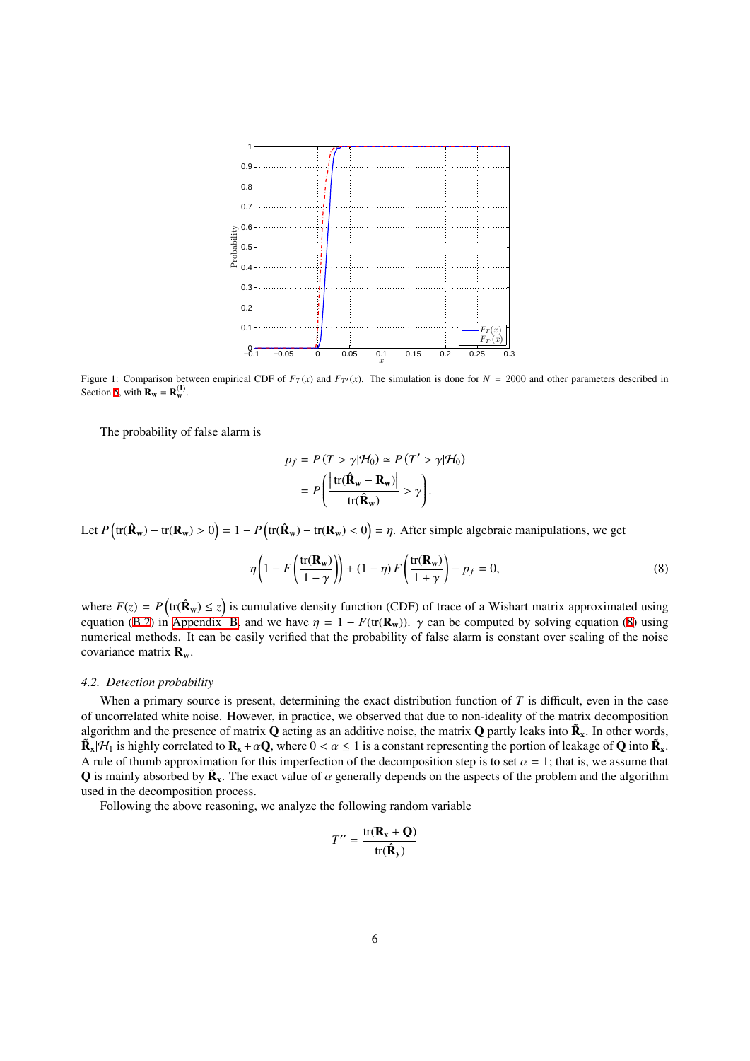Figure 1: Comparison between empirical CDF of $F_T(x)$ and $F_{T'}(x)$. The simulation is done for $N = 2000$ and other parameters described in Section 5, with $\mathbf{R_w} = \mathbf{R_w^{(1)}}$.

The probability of false alarm is

$$p_f = P(T > \gamma|\mathcal{H}_0) \simeq P(T' > \gamma|\mathcal{H}_0)$$
$$= P\left(\frac{\left|\mathrm{tr}(\hat{\mathbf{R}}_\mathbf{w} - \mathbf{R}_\mathbf{w})\right|}{\mathrm{tr}(\hat{\mathbf{R}}_\mathbf{w})} > \gamma\right).$$

Let $P\left(\mathrm{tr}(\hat{\mathbf{R}}_\mathbf{w}) - \mathrm{tr}(\mathbf{R}_\mathbf{w}) > 0\right) = 1 - P\left(\mathrm{tr}(\hat{\mathbf{R}}_\mathbf{w}) - \mathrm{tr}(\mathbf{R}_\mathbf{w}) < 0\right) = \eta$. After simple algebraic manipulations, we get

$$\eta\left(1 - F\left(\frac{\mathrm{tr}(\mathbf{R}_\mathbf{w})}{1-\gamma}\right)\right) + (1-\eta)\, F\left(\frac{\mathrm{tr}(\mathbf{R}_\mathbf{w})}{1+\gamma}\right) - p_f = 0, \tag{8}$$

where $F(z) = P\left(\mathrm{tr}(\hat{\mathbf{R}}_\mathbf{w}) \leq z\right)$ is cumulative density function (CDF) of trace of a Wishart matrix approximated using equation (B.2) in Appendix B, and we have $\eta = 1 - F(\mathrm{tr}(\mathbf{R}_\mathbf{w}))$. $\gamma$ can be computed by solving equation (8) using numerical methods. It can be easily verified that the probability of false alarm is constant over scaling of the noise covariance matrix $\mathbf{R}_\mathbf{w}$.

### *4.2. Detection probability*

When a primary source is present, determining the exact distribution function of $T$ is difficult, even in the case of uncorrelated white noise. However, in practice, we observed that due to non-ideality of the matrix decomposition algorithm and the presence of matrix $\mathbf{Q}$ acting as an additive noise, the matrix $\mathbf{Q}$ partly leaks into $\tilde{\mathbf{R}}_\mathbf{x}$. In other words, $\tilde{\mathbf{R}}_\mathbf{x}|\mathcal{H}_1$ is highly correlated to $\mathbf{R}_\mathbf{x} + \alpha\mathbf{Q}$, where $0 < \alpha \leq 1$ is a constant representing the portion of leakage of $\mathbf{Q}$ into $\tilde{\mathbf{R}}_\mathbf{x}$. A rule of thumb approximation for this imperfection of the decomposition step is to set $\alpha = 1$; that is, we assume that $\mathbf{Q}$ is mainly absorbed by $\tilde{\mathbf{R}}_\mathbf{x}$. The exact value of $\alpha$ generally depends on the aspects of the problem and the algorithm used in the decomposition process.

Following the above reasoning, we analyze the following random variable

$$T'' = \frac{\mathrm{tr}(\mathbf{R}_\mathbf{x} + \mathbf{Q})}{\mathrm{tr}(\hat{\mathbf{R}}_\mathbf{y})}$$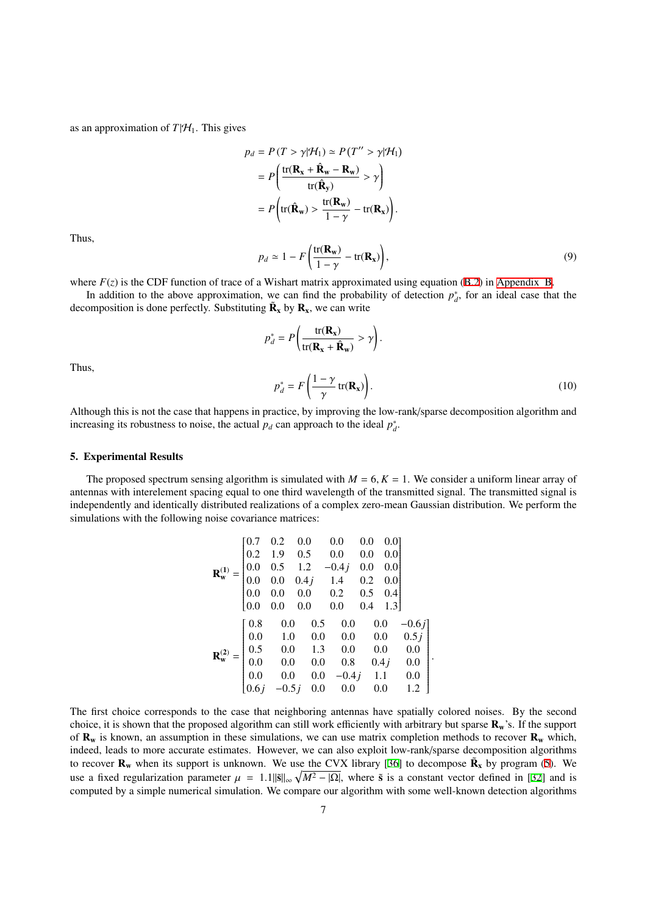as an approximation of $T|\mathcal{H}_1$. This gives

$$
\begin{aligned}
p_d &= P(T > \gamma|\mathcal{H}_1) \simeq P(T'' > \gamma|\mathcal{H}_1) \\
&= P\left(\frac{\mathrm{tr}(\mathbf{R_x} + \hat{\mathbf{R}}_\mathbf{w} - \mathbf{R_w})}{\mathrm{tr}(\hat{\mathbf{R}}_\mathbf{y})} > \gamma\right) \\
&= P\left(\mathrm{tr}(\hat{\mathbf{R}}_\mathbf{w}) > \frac{\mathrm{tr}(\mathbf{R_w})}{1-\gamma} - \mathrm{tr}(\mathbf{R_x})\right).
\end{aligned}
$$

Thus,

$$
p_d \simeq 1 - F\left(\frac{\mathrm{tr}(\mathbf{R_w})}{1-\gamma} - \mathrm{tr}(\mathbf{R_x})\right), \tag{9}
$$

where $F(z)$ is the CDF function of trace of a Wishart matrix approximated using equation (B.2) in Appendix B.

In addition to the above approximation, we can find the probability of detection $p_d^*$, for an ideal case that the decomposition is done perfectly. Substituting $\tilde{\mathbf{R}}_\mathbf{x}$ by $\mathbf{R_x}$, we can write

$$
p_d^* = P\left(\frac{\mathrm{tr}(\mathbf{R_x})}{\mathrm{tr}(\mathbf{R_x} + \hat{\mathbf{R}}_\mathbf{w})} > \gamma\right).
$$

Thus,

$$
p_d^* = F\left(\frac{1-\gamma}{\gamma}\,\mathrm{tr}(\mathbf{R_x})\right). \tag{10}
$$

Although this is not the case that happens in practice, by improving the low-rank/sparse decomposition algorithm and increasing its robustness to noise, the actual $p_d$ can approach to the ideal $p_d^*$.

## 5. Experimental Results

The proposed spectrum sensing algorithm is simulated with $M = 6, K = 1$. We consider a uniform linear array of antennas with interelement spacing equal to one third wavelength of the transmitted signal. The transmitted signal is independently and identically distributed realizations of a complex zero-mean Gaussian distribution. We perform the simulations with the following noise covariance matrices:

$$
\mathbf{R}_\mathbf{w}^{(1)} = \begin{bmatrix}
0.7 & 0.2 & 0.0 & 0.0 & 0.0 & 0.0 \\
0.2 & 1.9 & 0.5 & 0.0 & 0.0 & 0.0 \\
0.0 & 0.5 & 1.2 & -0.4j & 0.0 & 0.0 \\
0.0 & 0.0 & 0.4j & 1.4 & 0.2 & 0.0 \\
0.0 & 0.0 & 0.0 & 0.2 & 0.5 & 0.4 \\
0.0 & 0.0 & 0.0 & 0.0 & 0.4 & 1.3
\end{bmatrix}
$$

$$
\mathbf{R}_\mathbf{w}^{(2)} = \begin{bmatrix}
0.8 & 0.0 & 0.5 & 0.0 & 0.0 & -0.6j \\
0.0 & 1.0 & 0.0 & 0.0 & 0.0 & 0.5j \\
0.5 & 0.0 & 1.3 & 0.0 & 0.0 & 0.0 \\
0.0 & 0.0 & 0.0 & 0.8 & 0.4j & 0.0 \\
0.0 & 0.0 & 0.0 & -0.4j & 1.1 & 0.0 \\
0.6j & -0.5j & 0.0 & 0.0 & 0.0 & 1.2
\end{bmatrix}.
$$

The first choice corresponds to the case that neighboring antennas have spatially colored noises. By the second choice, it is shown that the proposed algorithm can still work efficiently with arbitrary but sparse $\mathbf{R_w}$'s. If the support of $\mathbf{R_w}$ is known, an assumption in these simulations, we can use matrix completion methods to recover $\mathbf{R_w}$ which, indeed, leads to more accurate estimates. However, we can also exploit low-rank/sparse decomposition algorithms to recover $\mathbf{R_w}$ when its support is unknown. We use the CVX library [36] to decompose $\tilde{\mathbf{R}}_\mathbf{x}$ by program (5). We use a fixed regularization parameter $\mu = 1.1\|\tilde{\mathbf{s}}\|_\infty \sqrt{M^2 - |\Omega|}$, where $\tilde{\mathbf{s}}$ is a constant vector defined in [32] and is computed by a simple numerical simulation. We compare our algorithm with some well-known detection algorithms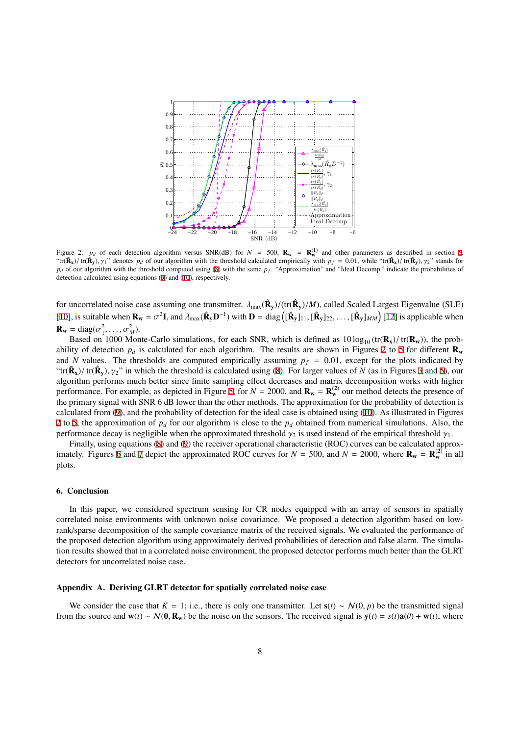Figure 2: $p_d$ of each detection algorithm versus SNR(dB) for $N = 500$, $\mathbf{R_w} = \mathbf{R_w^{(1)}}$ and other parameters as described in section 5. "$\mathrm{tr}(\tilde{\mathbf{R}}_\mathbf{x})/\mathrm{tr}(\hat{\mathbf{R}}_\mathbf{y}), \gamma_1$" denotes $p_d$ of our algorithm with the threshold calculated empirically with $p_f = 0.01$, while "$\mathrm{tr}(\tilde{\mathbf{R}}_\mathbf{x})/\mathrm{tr}(\hat{\mathbf{R}}_\mathbf{y}), \gamma_2$" stands for $p_d$ of our algorithm with the threshold computed using (8) with the same $p_f$. "Approximation" and "Ideal Decomp." indicate the probabilities of detection calculated using equations (9) and (10), respectively.

for uncorrelated noise case assuming one transmitter. $\lambda_{\max}(\hat{\mathbf{R}}_\mathbf{y})/(\mathrm{tr}(\hat{\mathbf{R}}_\mathbf{y})/M)$, called Scaled Largest Eigenvalue (SLE) [10], is suitable when $\mathbf{R_w} = \sigma^2\mathbf{I}$, and $\lambda_{\max}(\hat{\mathbf{R}}_\mathbf{y}\mathbf{D}^{-1})$ with $\mathbf{D} = \mathrm{diag}\left([\hat{\mathbf{R}}_\mathbf{y}]_{11}, [\hat{\mathbf{R}}_\mathbf{y}]_{22}, \ldots, [\hat{\mathbf{R}}_\mathbf{y}]_{MM}\right)$ [12] is applicable when $\mathbf{R_w} = \mathrm{diag}(\sigma_1^2, \ldots, \sigma_M^2)$.

Based on 1000 Monte-Carlo simulations, for each SNR, which is defined as $10\log_{10}(\mathrm{tr}(\mathbf{R_x})/\mathrm{tr}(\mathbf{R_w}))$, the probability of detection $p_d$ is calculated for each algorithm. The results are shown in Figures 2 to 5 for different $\mathbf{R_w}$ and $N$ values. The thresholds are computed empirically assuming $p_f = 0.01$, except for the plots indicated by "$\mathrm{tr}(\tilde{\mathbf{R}}_\mathbf{x})/\mathrm{tr}(\hat{\mathbf{R}}_\mathbf{y}), \gamma_2$" in which the threshold is calculated using (8). For larger values of $N$ (as in Figures 3 and 5), our algorithm performs much better since finite sampling effect decreases and matrix decomposition works with higher performance. For example, as depicted in Figure 5, for $N = 2000$, and $\mathbf{R_w} = \mathbf{R_w^{(2)}}$ our method detects the presence of the primary signal with SNR 6 dB lower than the other methods. The approximation for the probability of detection is calculated from (9), and the probability of detection for the ideal case is obtained using (10). As illustrated in Figures 2 to 5, the approximation of $p_d$ for our algorithm is close to the $p_d$ obtained from numerical simulations. Also, the performance decay is negligible when the approximated threshold $\gamma_2$ is used instead of the empirical threshold $\gamma_1$.

Finally, using equations (8) and (9) the receiver operational characteristic (ROC) curves can be calculated approximately. Figures 6 and 7 depict the approximated ROC curves for $N = 500$, and $N = 2000$, where $\mathbf{R_w} = \mathbf{R_w^{(2)}}$ in all plots.

## 6. Conclusion

In this paper, we considered spectrum sensing for CR nodes equipped with an array of sensors in spatially correlated noise environments with unknown noise covariance. We proposed a detection algorithm based on low-rank/sparse decomposition of the sample covariance matrix of the received signals. We evaluated the performance of the proposed detection algorithm using approximately derived probabilities of detection and false alarm. The simulation results showed that in a correlated noise environment, the proposed detector performs much better than the GLRT detectors for uncorrelated noise case.

## Appendix A. Deriving GLRT detector for spatially correlated noise case

We consider the case that $K = 1$; i.e., there is only one transmitter. Let $\mathbf{s}(t) \sim \mathcal{N}(0, p)$ be the transmitted signal from the source and $\mathbf{w}(t) \sim \mathcal{N}(\mathbf{0}, \mathbf{R_w})$ be the noise on the sensors. The received signal is $\mathbf{y}(t) = s(t)\mathbf{a}(\theta) + \mathbf{w}(t)$, where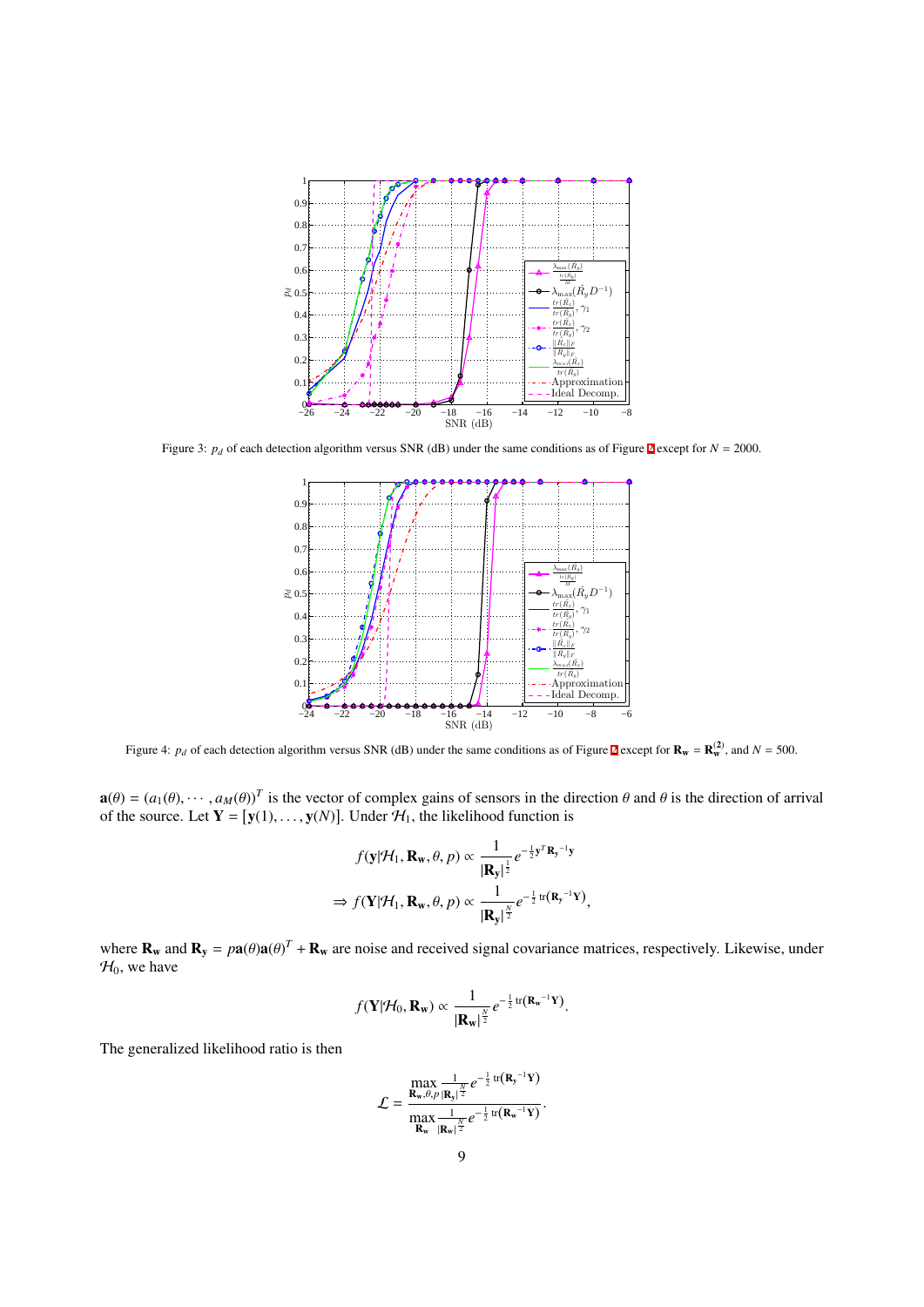Figure 3: $p_d$ of each detection algorithm versus SNR (dB) under the same conditions as of Figure 2 except for $N = 2000$.

Figure 4: $p_d$ of each detection algorithm versus SNR (dB) under the same conditions as of Figure 2 except for $\mathbf{R_w} = \mathbf{R_w^{(2)}}$, and $N = 500$.

$\mathbf{a}(\theta) = (a_1(\theta), \cdots, a_M(\theta))^T$ is the vector of complex gains of sensors in the direction $\theta$ and $\theta$ is the direction of arrival of the source. Let $\mathbf{Y} = [\mathbf{y}(1), \ldots, \mathbf{y}(N)]$. Under $\mathcal{H}_1$, the likelihood function is

$$f(\mathbf{y}|\mathcal{H}_1, \mathbf{R_w}, \theta, p) \propto \frac{1}{|\mathbf{R_y}|^{\frac{1}{2}}} e^{-\frac{1}{2}\mathbf{y}^T \mathbf{R_y}^{-1} \mathbf{y}}$$

$$\Rightarrow f(\mathbf{Y}|\mathcal{H}_1, \mathbf{R_w}, \theta, p) \propto \frac{1}{|\mathbf{R_y}|^{\frac{N}{2}}} e^{-\frac{1}{2}\operatorname{tr}\left(\mathbf{R_y}^{-1}\mathbf{Y}\right)},$$

where $\mathbf{R_w}$ and $\mathbf{R_y} = p\mathbf{a}(\theta)\mathbf{a}(\theta)^T + \mathbf{R_w}$ are noise and received signal covariance matrices, respectively. Likewise, under $\mathcal{H}_0$, we have

$$f(\mathbf{Y}|\mathcal{H}_0, \mathbf{R_w}) \propto \frac{1}{|\mathbf{R_w}|^{\frac{N}{2}}} e^{-\frac{1}{2}\operatorname{tr}\left(\mathbf{R_w}^{-1}\mathbf{Y}\right)}.$$

The generalized likelihood ratio is then

$$\mathcal{L} = \frac{\max\limits_{\mathbf{R_w}, \theta, p} \frac{1}{|\mathbf{R_y}|^{\frac{N}{2}}} e^{-\frac{1}{2}\operatorname{tr}\left(\mathbf{R_y}^{-1}\mathbf{Y}\right)}}{\max\limits_{\mathbf{R_w}} \frac{1}{|\mathbf{R_w}|^{\frac{N}{2}}} e^{-\frac{1}{2}\operatorname{tr}\left(\mathbf{R_w}^{-1}\mathbf{Y}\right)}}.$$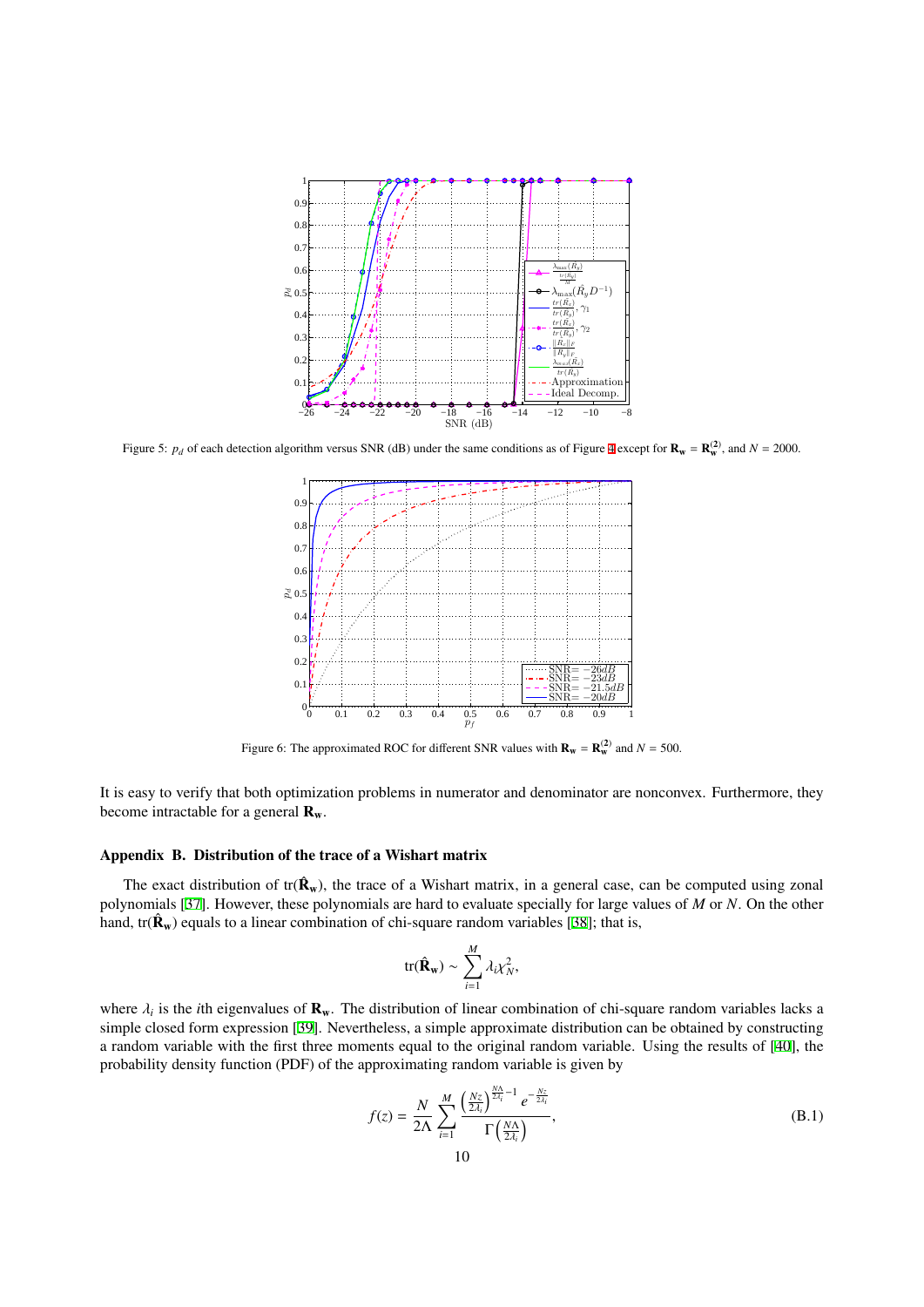Figure 5: $p_d$ of each detection algorithm versus SNR (dB) under the same conditions as of Figure 4 except for $\mathbf{R_w} = \mathbf{R_w^{(2)}}$, and $N = 2000$.

Figure 6: The approximated ROC for different SNR values with $\mathbf{R_w} = \mathbf{R_w^{(2)}}$ and $N = 500$.

It is easy to verify that both optimization problems in numerator and denominator are nonconvex. Furthermore, they become intractable for a general $\mathbf{R_w}$.

## Appendix B. Distribution of the trace of a Wishart matrix

The exact distribution of $\mathrm{tr}(\hat{\mathbf{R}}_\mathbf{w})$, the trace of a Wishart matrix, in a general case, can be computed using zonal polynomials [37]. However, these polynomials are hard to evaluate specially for large values of $M$ or $N$. On the other hand, $\mathrm{tr}(\hat{\mathbf{R}}_\mathbf{w})$ equals to a linear combination of chi-square random variables [38]; that is,

$$\mathrm{tr}(\hat{\mathbf{R}}_\mathbf{w}) \sim \sum_{i=1}^{M} \lambda_i \chi_N^2,$$

where $\lambda_i$ is the $i$th eigenvalues of $\mathbf{R_w}$. The distribution of linear combination of chi-square random variables lacks a simple closed form expression [39]. Nevertheless, a simple approximate distribution can be obtained by constructing a random variable with the first three moments equal to the original random variable. Using the results of [40], the probability density function (PDF) of the approximating random variable is given by

$$f(z) = \frac{N}{2\Lambda} \sum_{i=1}^{M} \frac{\left(\frac{Nz}{2\lambda_i}\right)^{\frac{N\Lambda}{2\lambda_i}-1} e^{-\frac{Nz}{2\lambda_i}}}{\Gamma\left(\frac{N\Lambda}{2\lambda_i}\right)}, \tag{B.1}$$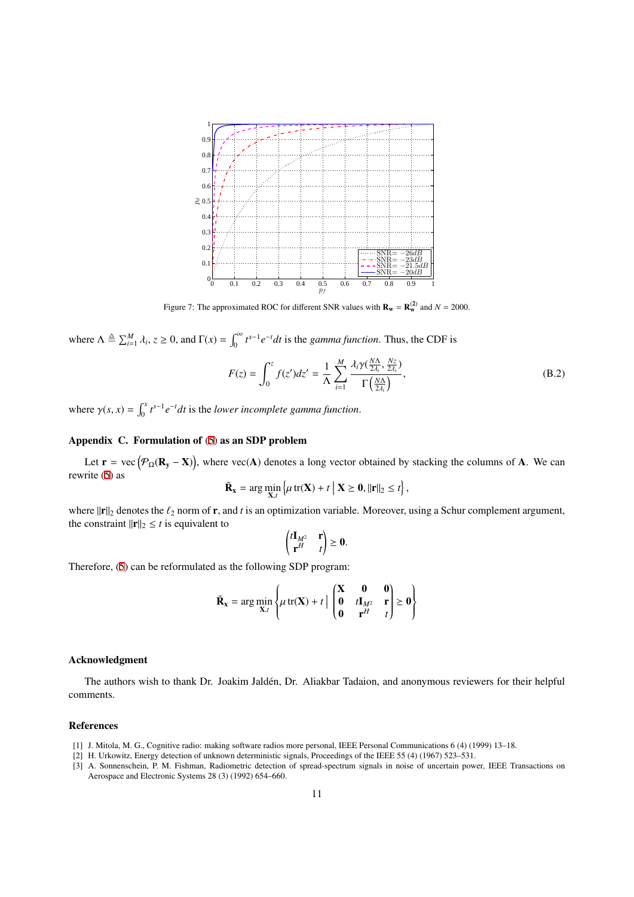Figure 7: The approximated ROC for different SNR values with $\mathbf{R_w} = \mathbf{R_w^{(2)}}$ and $N = 2000$.

where $\Lambda \triangleq \sum_{i=1}^{M} \lambda_i$, $z \geq 0$, and $\Gamma(x) = \int_0^\infty t^{x-1} e^{-t} dt$ is the *gamma function*. Thus, the CDF is

$$F(z) = \int_0^z f(z')dz' = \frac{1}{\Lambda} \sum_{i=1}^{M} \frac{\lambda_i \gamma(\frac{N\Lambda}{2\lambda_i}, \frac{Nz}{2\lambda_i})}{\Gamma\left(\frac{N\Lambda}{2\lambda_i}\right)}, \tag{B.2}$$

where $\gamma(s, x) = \int_0^x t^{s-1} e^{-t} dt$ is the *lower incomplete gamma function*.

## Appendix C. Formulation of (5) as an SDP problem

Let $\mathbf{r} = \text{vec}\left(\mathcal{P}_\Omega(\mathbf{R_y} - \mathbf{X})\right)$, where $\text{vec}(\mathbf{A})$ denotes a long vector obtained by stacking the columns of $\mathbf{A}$. We can rewrite (5) as

$$\tilde{\mathbf{R}}_\mathbf{x} = \arg\min_{\mathbf{X},t} \left\{ \mu \, \text{tr}(\mathbf{X}) + t \;\middle|\; \mathbf{X} \geq \mathbf{0}, \|\mathbf{r}\|_2 \leq t \right\},$$

where $\|\mathbf{r}\|_2$ denotes the $\ell_2$ norm of $\mathbf{r}$, and $t$ is an optimization variable. Moreover, using a Schur complement argument, the constraint $\|\mathbf{r}\|_2 \leq t$ is equivalent to

$$\begin{pmatrix} t\mathbf{I}_{M^2} & \mathbf{r} \\ \mathbf{r}^H & t \end{pmatrix} \geq \mathbf{0}.$$

Therefore, (5) can be reformulated as the following SDP program:

$$\tilde{\mathbf{R}}_\mathbf{x} = \arg\min_{\mathbf{X},t} \left\{ \mu \, \text{tr}(\mathbf{X}) + t \;\middle|\; \begin{pmatrix} \mathbf{X} & \mathbf{0} & \mathbf{0} \\ \mathbf{0} & t\mathbf{I}_{M^2} & \mathbf{r} \\ \mathbf{0} & \mathbf{r}^H & t \end{pmatrix} \geq \mathbf{0} \right\}$$

## Acknowledgment

The authors wish to thank Dr. Joakim Jaldén, Dr. Aliakbar Tadaion, and anonymous reviewers for their helpful comments.

## References

[1] J. Mitola, M. G., Cognitive radio: making software radios more personal, IEEE Personal Communications 6 (4) (1999) 13–18.

[2] H. Urkowitz, Energy detection of unknown deterministic signals, Proceedings of the IEEE 55 (4) (1967) 523–531.

[3] A. Sonnenschein, P. M. Fishman, Radiometric detection of spread-spectrum signals in noise of uncertain power, IEEE Transactions on Aerospace and Electronic Systems 28 (3) (1992) 654–660.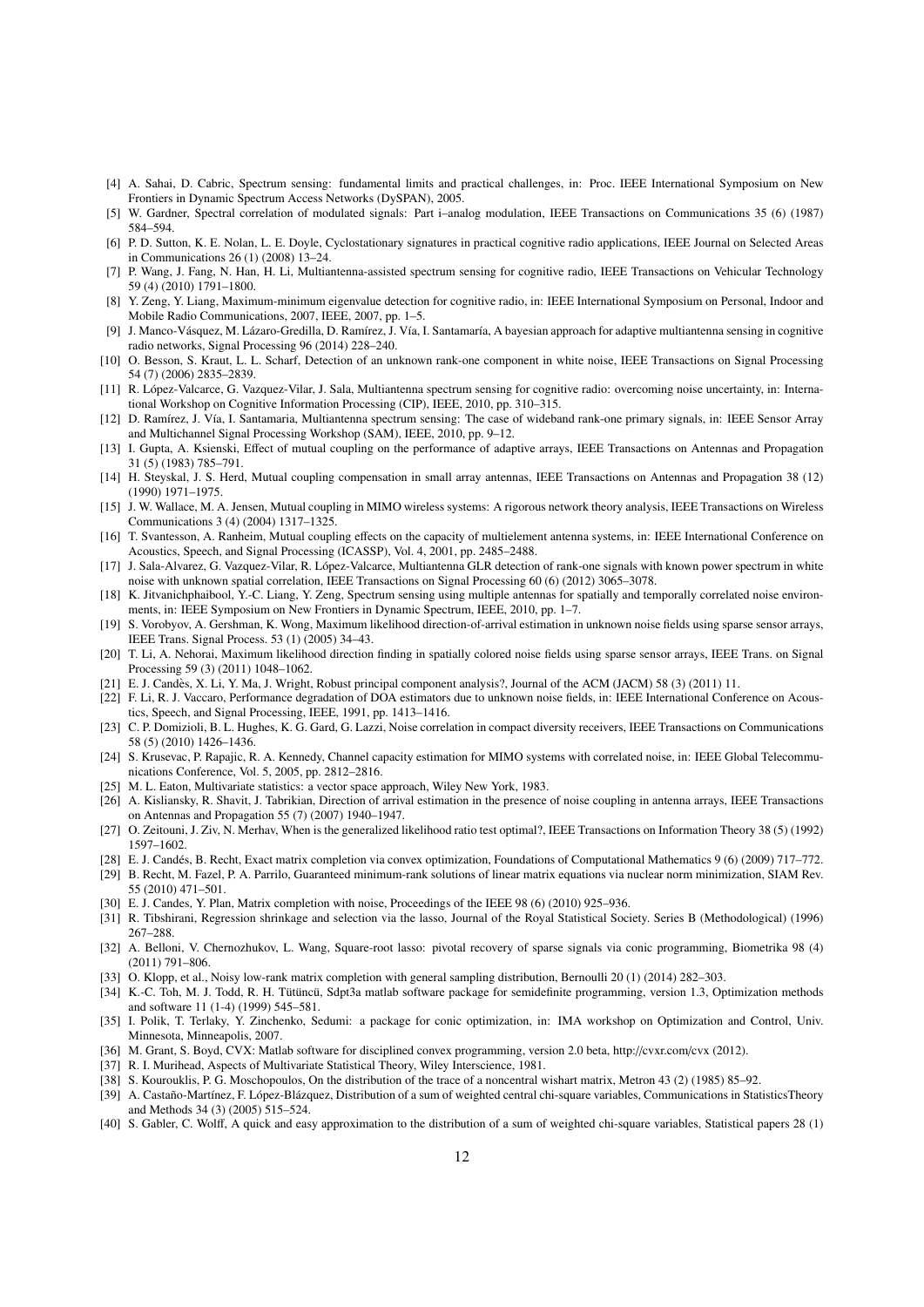[4] A. Sahai, D. Cabric, Spectrum sensing: fundamental limits and practical challenges, in: Proc. IEEE International Symposium on New Frontiers in Dynamic Spectrum Access Networks (DySPAN), 2005.

[5] W. Gardner, Spectral correlation of modulated signals: Part i–analog modulation, IEEE Transactions on Communications 35 (6) (1987) 584–594.

[6] P. D. Sutton, K. E. Nolan, L. E. Doyle, Cyclostationary signatures in practical cognitive radio applications, IEEE Journal on Selected Areas in Communications 26 (1) (2008) 13–24.

[7] P. Wang, J. Fang, N. Han, H. Li, Multiantenna-assisted spectrum sensing for cognitive radio, IEEE Transactions on Vehicular Technology 59 (4) (2010) 1791–1800.

[8] Y. Zeng, Y. Liang, Maximum-minimum eigenvalue detection for cognitive radio, in: IEEE International Symposium on Personal, Indoor and Mobile Radio Communications, 2007, IEEE, 2007, pp. 1–5.

[9] J. Manco-Vásquez, M. Lázaro-Gredilla, D. Ramírez, J. Vía, I. Santamaría, A bayesian approach for adaptive multiantenna sensing in cognitive radio networks, Signal Processing 96 (2014) 228–240.

[10] O. Besson, S. Kraut, L. L. Scharf, Detection of an unknown rank-one component in white noise, IEEE Transactions on Signal Processing 54 (7) (2006) 2835–2839.

[11] R. López-Valcarce, G. Vazquez-Vilar, J. Sala, Multiantenna spectrum sensing for cognitive radio: overcoming noise uncertainty, in: International Workshop on Cognitive Information Processing (CIP), IEEE, 2010, pp. 310–315.

[12] D. Ramírez, J. Vía, I. Santamaria, Multiantenna spectrum sensing: The case of wideband rank-one primary signals, in: IEEE Sensor Array and Multichannel Signal Processing Workshop (SAM), IEEE, 2010, pp. 9–12.

[13] I. Gupta, A. Ksienski, Effect of mutual coupling on the performance of adaptive arrays, IEEE Transactions on Antennas and Propagation 31 (5) (1983) 785–791.

[14] H. Steyskal, J. S. Herd, Mutual coupling compensation in small array antennas, IEEE Transactions on Antennas and Propagation 38 (12) (1990) 1971–1975.

[15] J. W. Wallace, M. A. Jensen, Mutual coupling in MIMO wireless systems: A rigorous network theory analysis, IEEE Transactions on Wireless Communications 3 (4) (2004) 1317–1325.

[16] T. Svantesson, A. Ranheim, Mutual coupling effects on the capacity of multielement antenna systems, in: IEEE International Conference on Acoustics, Speech, and Signal Processing (ICASSP), Vol. 4, 2001, pp. 2485–2488.

[17] J. Sala-Alvarez, G. Vazquez-Vilar, R. López-Valcarce, Multiantenna GLR detection of rank-one signals with known power spectrum in white noise with unknown spatial correlation, IEEE Transactions on Signal Processing 60 (6) (2012) 3065–3078.

[18] K. Jitvanichphaibool, Y.-C. Liang, Y. Zeng, Spectrum sensing using multiple antennas for spatially and temporally correlated noise environments, in: IEEE Symposium on New Frontiers in Dynamic Spectrum, IEEE, 2010, pp. 1–7.

[19] S. Vorobyov, A. Gershman, K. Wong, Maximum likelihood direction-of-arrival estimation in unknown noise fields using sparse sensor arrays, IEEE Trans. Signal Process. 53 (1) (2005) 34–43.

[20] T. Li, A. Nehorai, Maximum likelihood direction finding in spatially colored noise fields using sparse sensor arrays, IEEE Trans. on Signal Processing 59 (3) (2011) 1048–1062.

[21] E. J. Candès, X. Li, Y. Ma, J. Wright, Robust principal component analysis?, Journal of the ACM (JACM) 58 (3) (2011) 11.

[22] F. Li, R. J. Vaccaro, Performance degradation of DOA estimators due to unknown noise fields, in: IEEE International Conference on Acoustics, Speech, and Signal Processing, IEEE, 1991, pp. 1413–1416.

[23] C. P. Domizioli, B. L. Hughes, K. G. Gard, G. Lazzi, Noise correlation in compact diversity receivers, IEEE Transactions on Communications 58 (5) (2010) 1426–1436.

[24] S. Krusevac, P. Rapajic, R. A. Kennedy, Channel capacity estimation for MIMO systems with correlated noise, in: IEEE Global Telecommunications Conference, Vol. 5, 2005, pp. 2812–2816.

[25] M. L. Eaton, Multivariate statistics: a vector space approach, Wiley New York, 1983.

[26] A. Kisliansky, R. Shavit, J. Tabrikian, Direction of arrival estimation in the presence of noise coupling in antenna arrays, IEEE Transactions on Antennas and Propagation 55 (7) (2007) 1940–1947.

[27] O. Zeitouni, J. Ziv, N. Merhav, When is the generalized likelihood ratio test optimal?, IEEE Transactions on Information Theory 38 (5) (1992) 1597–1602.

[28] E. J. Candés, B. Recht, Exact matrix completion via convex optimization, Foundations of Computational Mathematics 9 (6) (2009) 717–772.

[29] B. Recht, M. Fazel, P. A. Parrilo, Guaranteed minimum-rank solutions of linear matrix equations via nuclear norm minimization, SIAM Rev. 55 (2010) 471–501.

[30] E. J. Candes, Y. Plan, Matrix completion with noise, Proceedings of the IEEE 98 (6) (2010) 925–936.

[31] R. Tibshirani, Regression shrinkage and selection via the lasso, Journal of the Royal Statistical Society. Series B (Methodological) (1996) 267–288.

[32] A. Belloni, V. Chernozhukov, L. Wang, Square-root lasso: pivotal recovery of sparse signals via conic programming, Biometrika 98 (4) (2011) 791–806.

[33] O. Klopp, et al., Noisy low-rank matrix completion with general sampling distribution, Bernoulli 20 (1) (2014) 282–303.

[34] K.-C. Toh, M. J. Todd, R. H. Tütüncü, Sdpt3a matlab software package for semidefinite programming, version 1.3, Optimization methods and software 11 (1-4) (1999) 545–581.

[35] I. Polik, T. Terlaky, Y. Zinchenko, Sedumi: a package for conic optimization, in: IMA workshop on Optimization and Control, Univ. Minnesota, Minneapolis, 2007.

[36] M. Grant, S. Boyd, CVX: Matlab software for disciplined convex programming, version 2.0 beta, http://cvxr.com/cvx (2012).

[37] R. I. Murihead, Aspects of Multivariate Statistical Theory, Wiley Interscience, 1981.

[38] S. Kourouklis, P. G. Moschopoulos, On the distribution of the trace of a noncentral wishart matrix, Metron 43 (2) (1985) 85–92.

[39] A. Castaño-Martínez, F. López-Blázquez, Distribution of a sum of weighted central chi-square variables, Communications in StatisticsTheory and Methods 34 (3) (2005) 515–524.

[40] S. Gabler, C. Wolff, A quick and easy approximation to the distribution of a sum of weighted chi-square variables, Statistical papers 28 (1)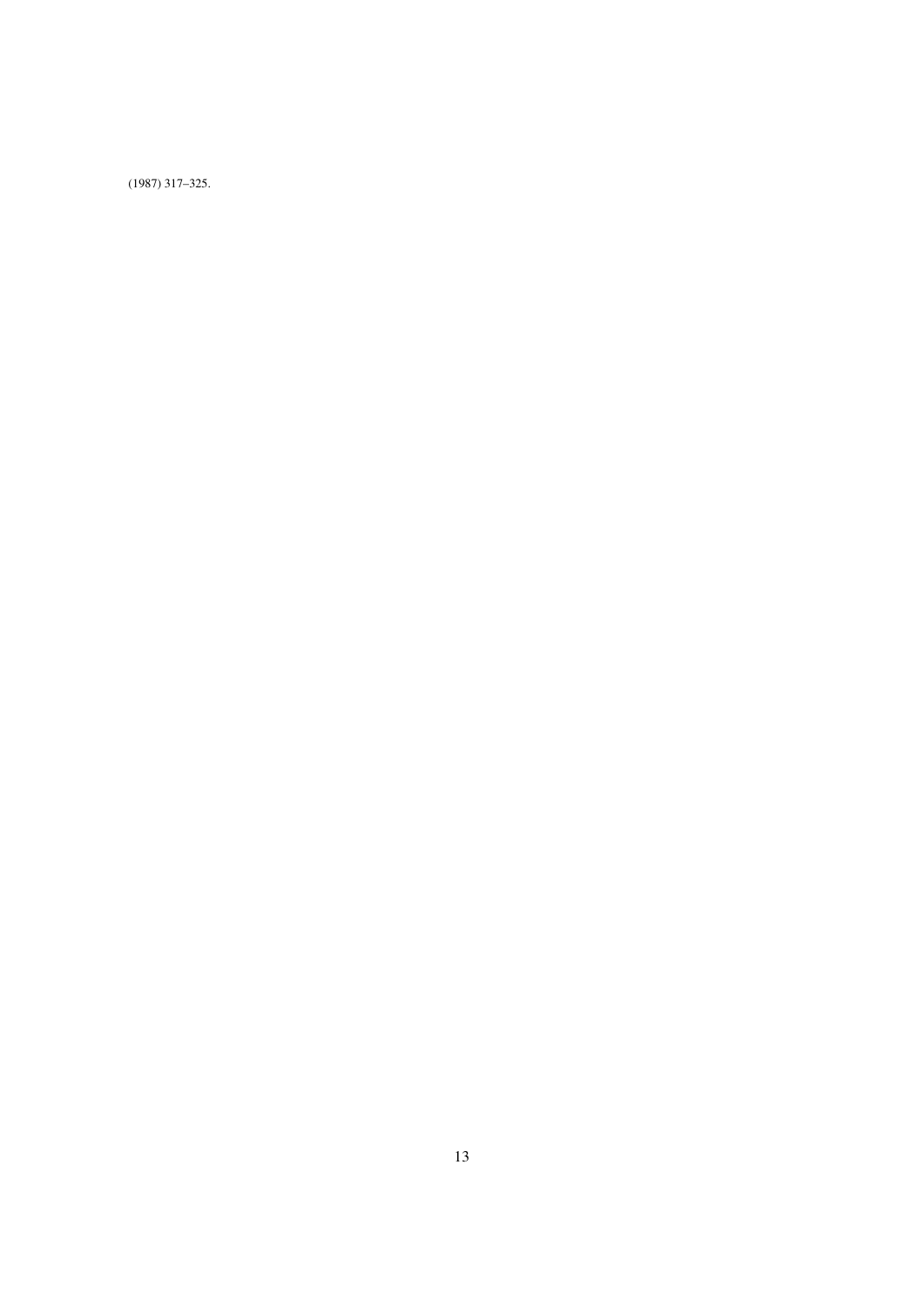(1987) 317–325.